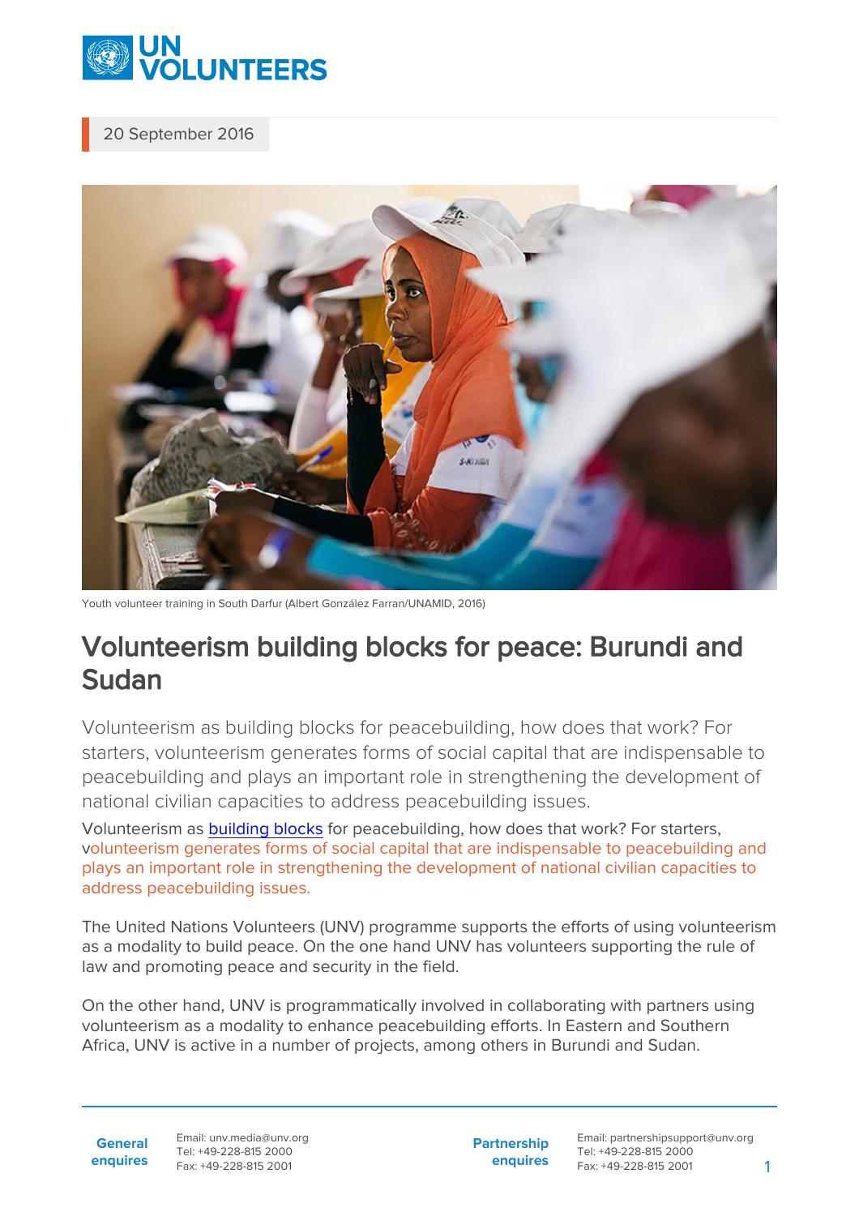20 September 2016

Youth volunteer training in South Darfur (Albert González Farran/UNAMID, 2016)

# Volunteerism building blocks for peace: Burundi and Sudan

Volunteerism as building blocks for peacebuilding, how does that work? For starters, volunteerism generates forms of social capital that are indispensable to peacebuilding and plays an important role in strengthening the development of national civilian capacities to address peacebuilding issues.

Volunteerism as building blocks for peacebuilding, how does that work? For starters, volunteerism generates forms of social capital that are indispensable to peacebuilding and plays an important role in strengthening the development of national civilian capacities to address peacebuilding issues.

The United Nations Volunteers (UNV) programme supports the efforts of using volunteerism as a modality to build peace. On the one hand UNV has volunteers supporting the rule of law and promoting peace and security in the field.

On the other hand, UNV is programmatically involved in collaborating with partners using volunteerism as a modality to enhance peacebuilding efforts. In Eastern and Southern Africa, UNV is active in a number of projects, among others in Burundi and Sudan.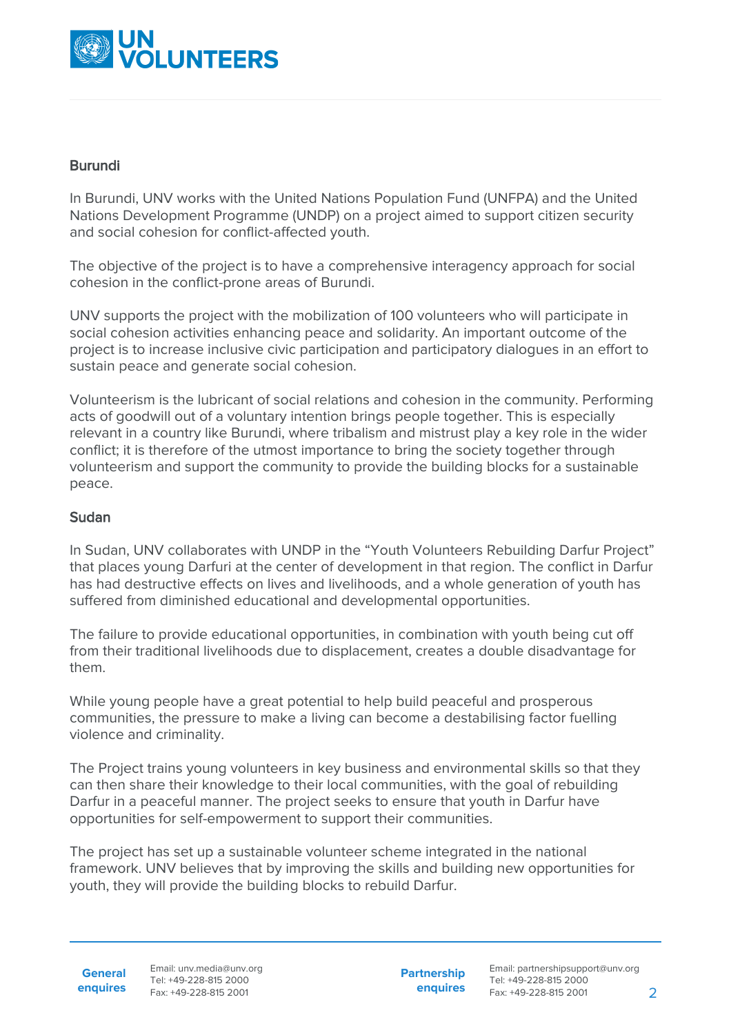## Burundi

In Burundi, UNV works with the United Nations Population Fund (UNFPA) and the United Nations Development Programme (UNDP) on a project aimed to support citizen security and social cohesion for conflict-affected youth.

The objective of the project is to have a comprehensive interagency approach for social cohesion in the conflict-prone areas of Burundi.

UNV supports the project with the mobilization of 100 volunteers who will participate in social cohesion activities enhancing peace and solidarity. An important outcome of the project is to increase inclusive civic participation and participatory dialogues in an effort to sustain peace and generate social cohesion.

Volunteerism is the lubricant of social relations and cohesion in the community. Performing acts of goodwill out of a voluntary intention brings people together. This is especially relevant in a country like Burundi, where tribalism and mistrust play a key role in the wider conflict; it is therefore of the utmost importance to bring the society together through volunteerism and support the community to provide the building blocks for a sustainable peace.

## Sudan

In Sudan, UNV collaborates with UNDP in the "Youth Volunteers Rebuilding Darfur Project" that places young Darfuri at the center of development in that region. The conflict in Darfur has had destructive effects on lives and livelihoods, and a whole generation of youth has suffered from diminished educational and developmental opportunities.

The failure to provide educational opportunities, in combination with youth being cut off from their traditional livelihoods due to displacement, creates a double disadvantage for them.

While young people have a great potential to help build peaceful and prosperous communities, the pressure to make a living can become a destabilising factor fuelling violence and criminality.

The Project trains young volunteers in key business and environmental skills so that they can then share their knowledge to their local communities, with the goal of rebuilding Darfur in a peaceful manner. The project seeks to ensure that youth in Darfur have opportunities for self-empowerment to support their communities.

The project has set up a sustainable volunteer scheme integrated in the national framework. UNV believes that by improving the skills and building new opportunities for youth, they will provide the building blocks to rebuild Darfur.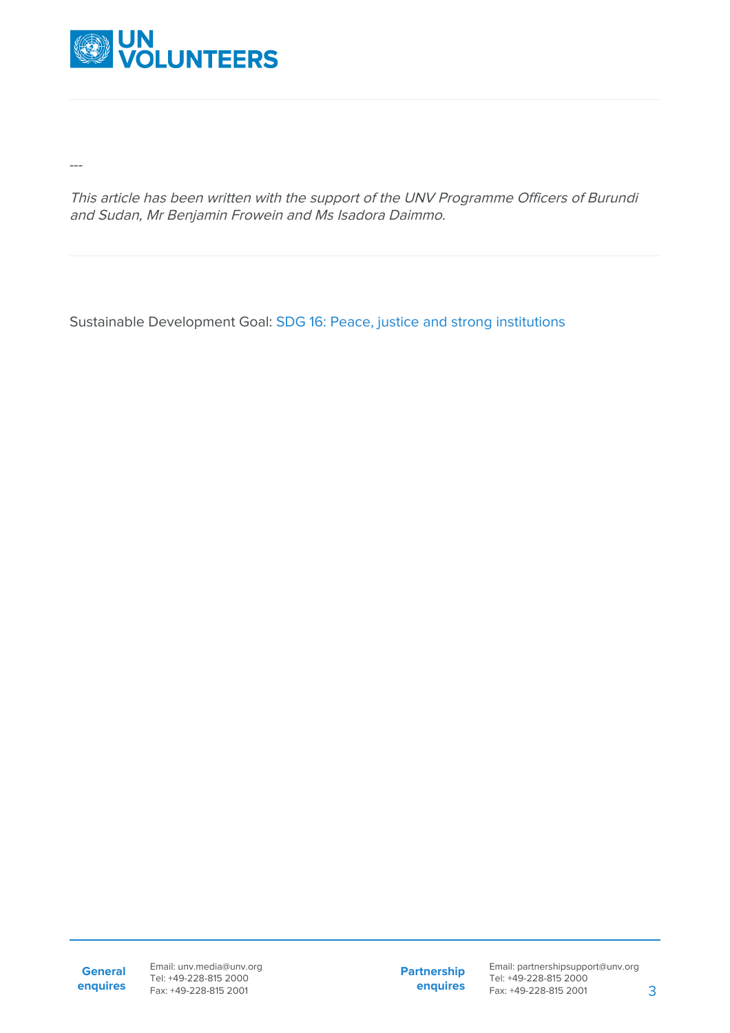---

*This article has been written with the support of the UNV Programme Officers of Burundi and Sudan, Mr Benjamin Frowein and Ms Isadora Daimmo.*

---

Sustainable Development Goal: SDG 16: Peace, justice and strong institutions